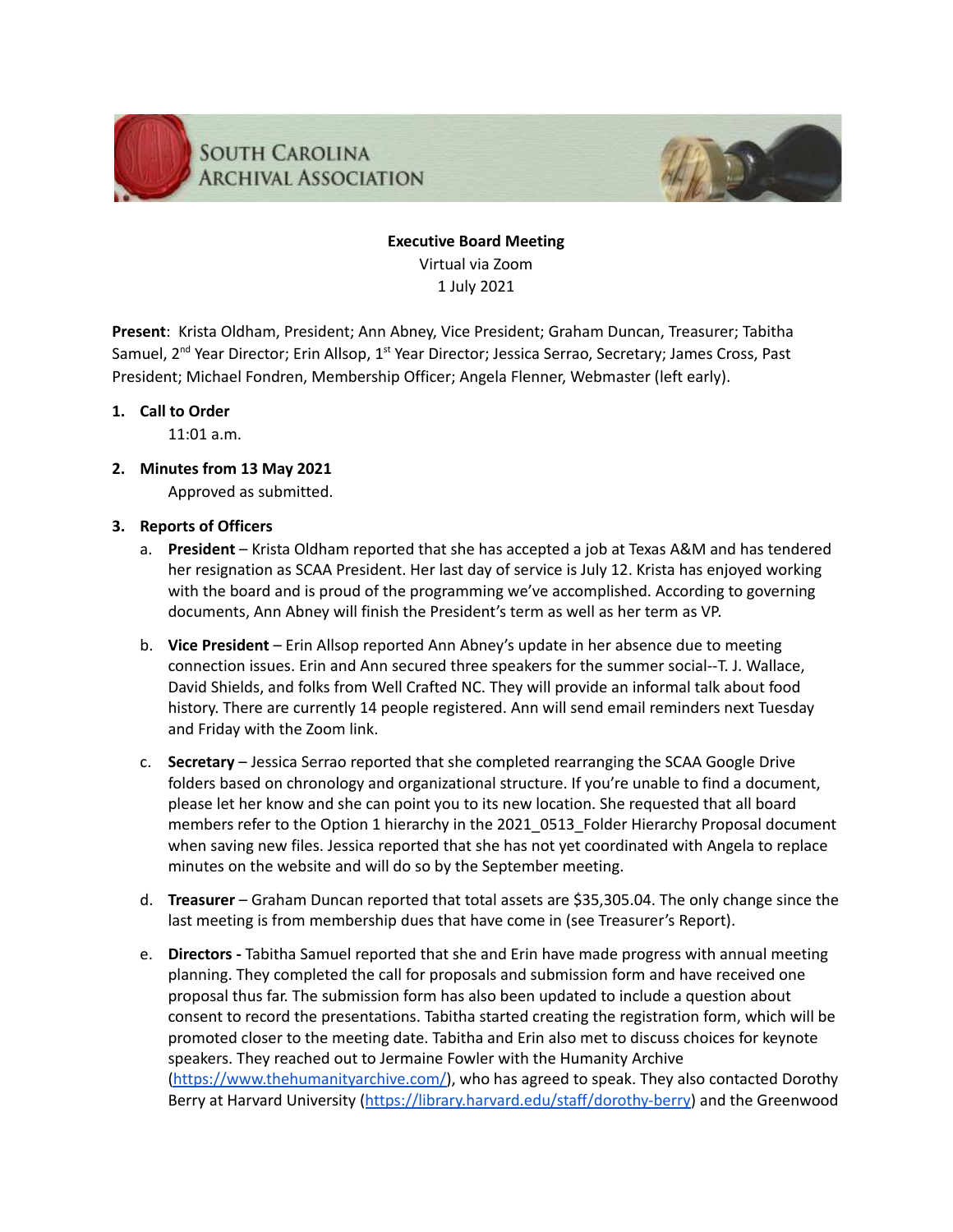# South Carolina Archival Association

**Executive Board Meeting**
Virtual via Zoom
1 July 2021

**Present**: Krista Oldham, President; Ann Abney, Vice President; Graham Duncan, Treasurer; Tabitha Samuel, 2nd Year Director; Erin Allsop, 1st Year Director; Jessica Serrao, Secretary; James Cross, Past President; Michael Fondren, Membership Officer; Angela Flenner, Webmaster (left early).

1. **Call to Order**
   11:01 a.m.

2. **Minutes from 13 May 2021**
   Approved as submitted.

3. **Reports of Officers**
   a. **President** – Krista Oldham reported that she has accepted a job at Texas A&M and has tendered her resignation as SCAA President. Her last day of service is July 12. Krista has enjoyed working with the board and is proud of the programming we've accomplished. According to governing documents, Ann Abney will finish the President's term as well as her term as VP.

   b. **Vice President** – Erin Allsop reported Ann Abney's update in her absence due to meeting connection issues. Erin and Ann secured three speakers for the summer social--T. J. Wallace, David Shields, and folks from Well Crafted NC. They will provide an informal talk about food history. There are currently 14 people registered. Ann will send email reminders next Tuesday and Friday with the Zoom link.

   c. **Secretary** – Jessica Serrao reported that she completed rearranging the SCAA Google Drive folders based on chronology and organizational structure. If you're unable to find a document, please let her know and she can point you to its new location. She requested that all board members refer to the Option 1 hierarchy in the 2021_0513_Folder Hierarchy Proposal document when saving new files. Jessica reported that she has not yet coordinated with Angela to replace minutes on the website and will do so by the September meeting.

   d. **Treasurer** – Graham Duncan reported that total assets are $35,305.04. The only change since the last meeting is from membership dues that have come in (see Treasurer's Report).

   e. **Directors -** Tabitha Samuel reported that she and Erin have made progress with annual meeting planning. They completed the call for proposals and submission form and have received one proposal thus far. The submission form has also been updated to include a question about consent to record the presentations. Tabitha started creating the registration form, which will be promoted closer to the meeting date. Tabitha and Erin also met to discuss choices for keynote speakers. They reached out to Jermaine Fowler with the Humanity Archive (https://www.thehumanityarchive.com/), who has agreed to speak. They also contacted Dorothy Berry at Harvard University (https://library.harvard.edu/staff/dorothy-berry) and the Greenwood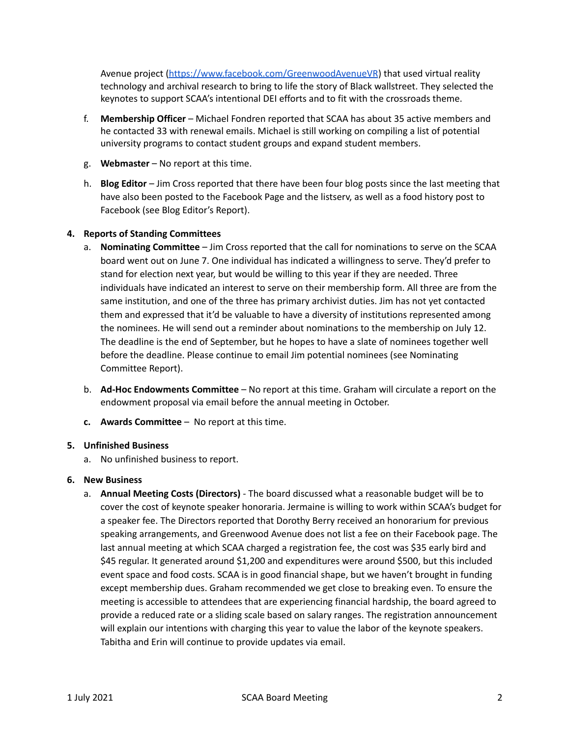Avenue project (https://www.facebook.com/GreenwoodAvenueVR) that used virtual reality technology and archival research to bring to life the story of Black wallstreet. They selected the keynotes to support SCAA's intentional DEI efforts and to fit with the crossroads theme.

f. **Membership Officer** – Michael Fondren reported that SCAA has about 35 active members and he contacted 33 with renewal emails. Michael is still working on compiling a list of potential university programs to contact student groups and expand student members.

g. **Webmaster** – No report at this time.

h. **Blog Editor** – Jim Cross reported that there have been four blog posts since the last meeting that have also been posted to the Facebook Page and the listserv, as well as a food history post to Facebook (see Blog Editor's Report).

**4. Reports of Standing Committees**

a. **Nominating Committee** – Jim Cross reported that the call for nominations to serve on the SCAA board went out on June 7. One individual has indicated a willingness to serve. They'd prefer to stand for election next year, but would be willing to this year if they are needed. Three individuals have indicated an interest to serve on their membership form. All three are from the same institution, and one of the three has primary archivist duties. Jim has not yet contacted them and expressed that it'd be valuable to have a diversity of institutions represented among the nominees. He will send out a reminder about nominations to the membership on July 12. The deadline is the end of September, but he hopes to have a slate of nominees together well before the deadline. Please continue to email Jim potential nominees (see Nominating Committee Report).

b. **Ad-Hoc Endowments Committee** – No report at this time. Graham will circulate a report on the endowment proposal via email before the annual meeting in October.

c. **Awards Committee** – No report at this time.

**5. Unfinished Business**

a. No unfinished business to report.

**6. New Business**

a. **Annual Meeting Costs (Directors)** - The board discussed what a reasonable budget will be to cover the cost of keynote speaker honoraria. Jermaine is willing to work within SCAA's budget for a speaker fee. The Directors reported that Dorothy Berry received an honorarium for previous speaking arrangements, and Greenwood Avenue does not list a fee on their Facebook page. The last annual meeting at which SCAA charged a registration fee, the cost was $35 early bird and $45 regular. It generated around $1,200 and expenditures were around $500, but this included event space and food costs. SCAA is in good financial shape, but we haven't brought in funding except membership dues. Graham recommended we get close to breaking even. To ensure the meeting is accessible to attendees that are experiencing financial hardship, the board agreed to provide a reduced rate or a sliding scale based on salary ranges. The registration announcement will explain our intentions with charging this year to value the labor of the keynote speakers. Tabitha and Erin will continue to provide updates via email.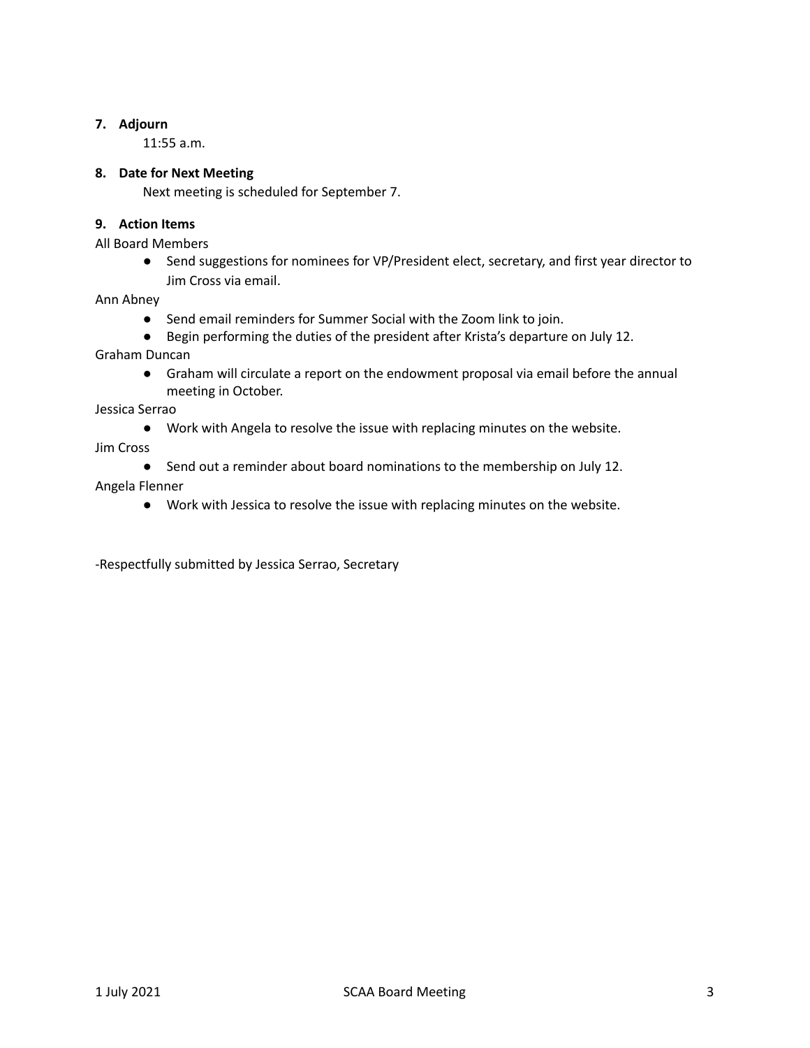**7. Adjourn**

11:55 a.m.

**8. Date for Next Meeting**

Next meeting is scheduled for September 7.

**9. Action Items**

All Board Members

- Send suggestions for nominees for VP/President elect, secretary, and first year director to Jim Cross via email.

Ann Abney

- Send email reminders for Summer Social with the Zoom link to join.
- Begin performing the duties of the president after Krista's departure on July 12.

Graham Duncan

- Graham will circulate a report on the endowment proposal via email before the annual meeting in October.

Jessica Serrao

- Work with Angela to resolve the issue with replacing minutes on the website.

Jim Cross

- Send out a reminder about board nominations to the membership on July 12.

Angela Flenner

- Work with Jessica to resolve the issue with replacing minutes on the website.

-Respectfully submitted by Jessica Serrao, Secretary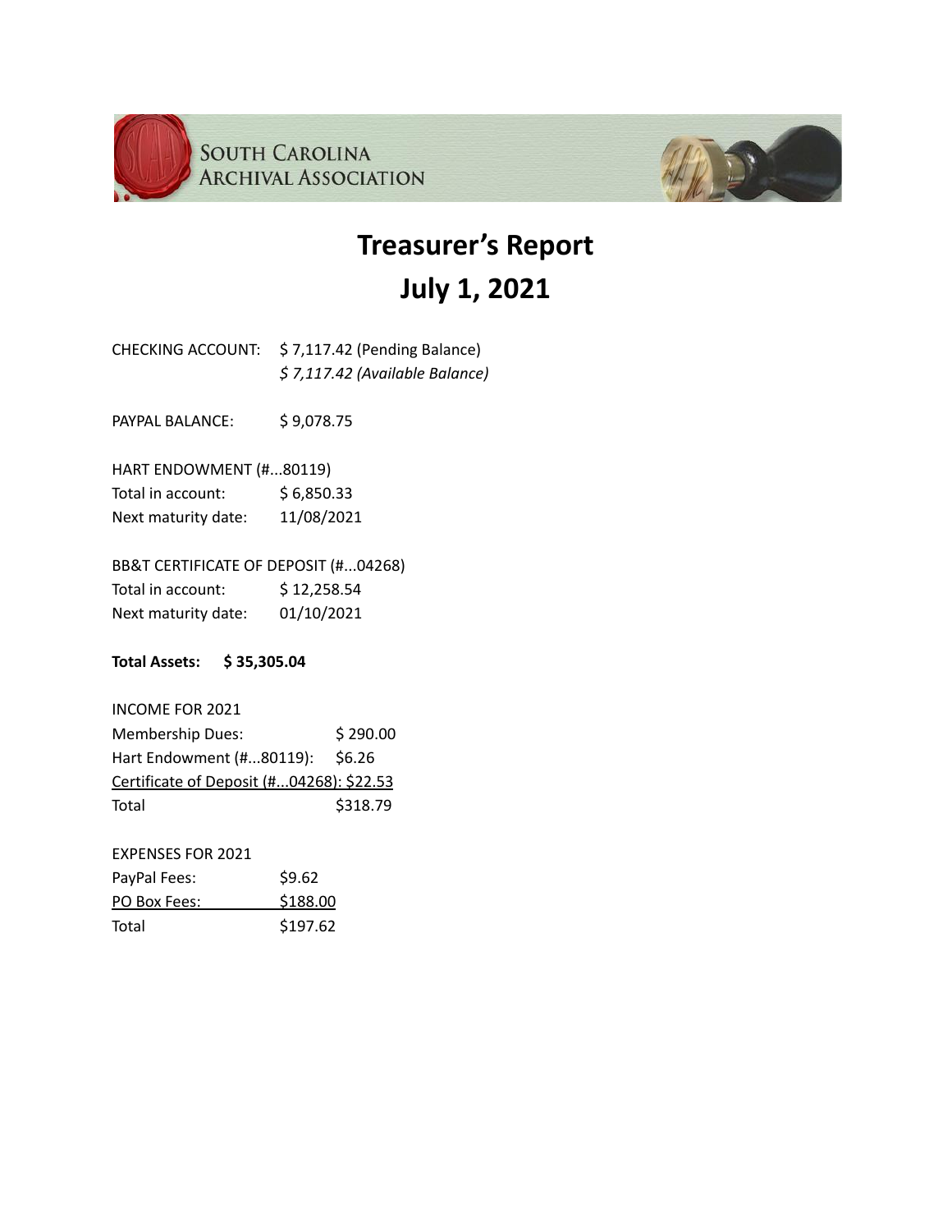SOUTH CAROLINA ARCHIVAL ASSOCIATION

# Treasurer's Report
# July 1, 2021

CHECKING ACCOUNT: $ 7,117.42 (Pending Balance)
*$ 7,117.42 (Available Balance)*

PAYPAL BALANCE: $ 9,078.75

HART ENDOWMENT (#...80119)
Total in account: $ 6,850.33
Next maturity date: 11/08/2021

BB&T CERTIFICATE OF DEPOSIT (#...04268)
Total in account: $ 12,258.54
Next maturity date: 01/10/2021

**Total Assets: $ 35,305.04**

INCOME FOR 2021

| | |
|---|---|
| Membership Dues: | $ 290.00 |
| Hart Endowment (#...80119): | $6.26 |
| Certificate of Deposit (#...04268): | $22.53 |
| Total | $318.79 |

EXPENSES FOR 2021

| | |
|---|---|
| PayPal Fees: | $9.62 |
| PO Box Fees: | $188.00 |
| Total | $197.62 |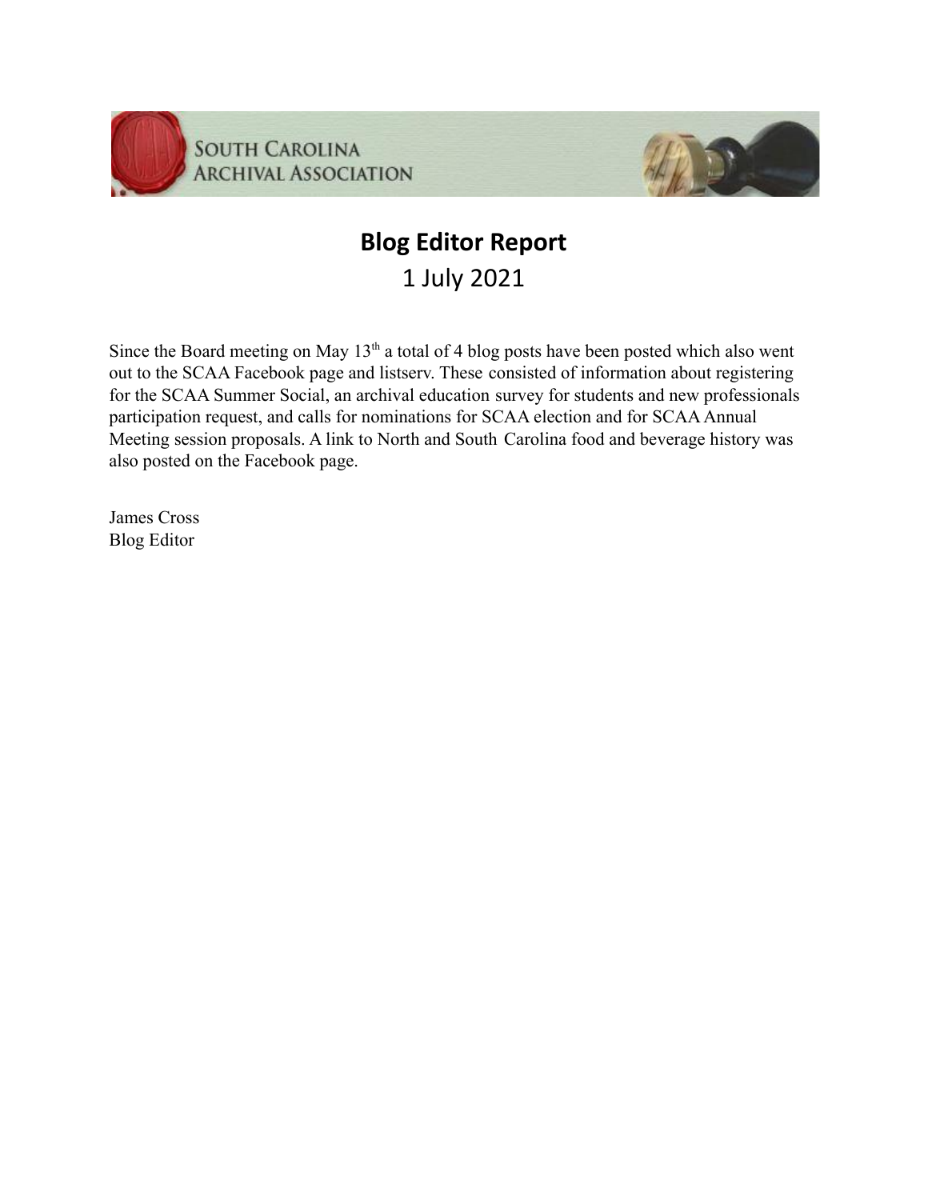SOUTH CAROLINA ARCHIVAL ASSOCIATION

# Blog Editor Report

1 July 2021

Since the Board meeting on May 13th a total of 4 blog posts have been posted which also went out to the SCAA Facebook page and listserv. These consisted of information about registering for the SCAA Summer Social, an archival education survey for students and new professionals participation request, and calls for nominations for SCAA election and for SCAA Annual Meeting session proposals. A link to North and South Carolina food and beverage history was also posted on the Facebook page.

James Cross
Blog Editor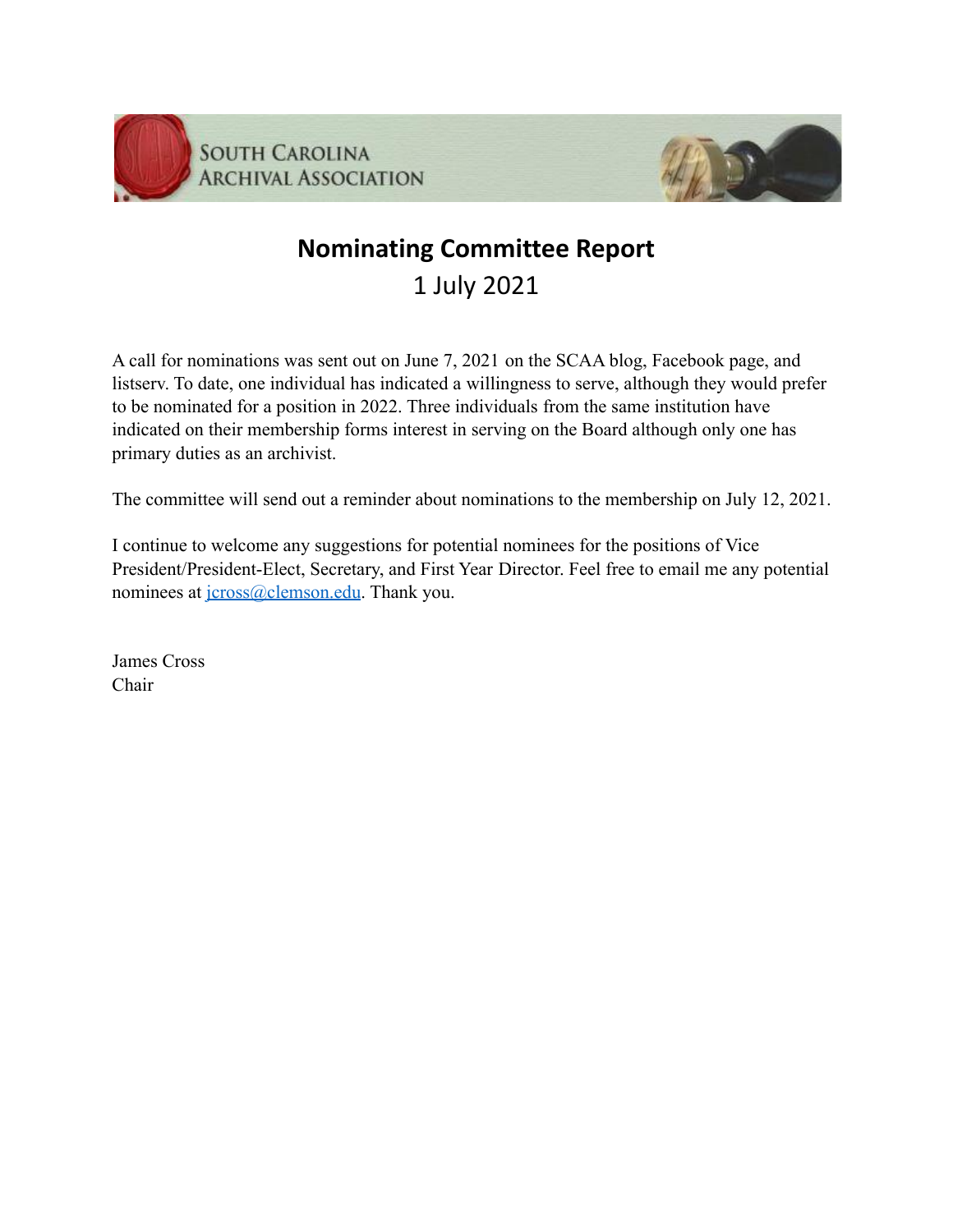SOUTH CAROLINA ARCHIVAL ASSOCIATION

# Nominating Committee Report

1 July 2021

A call for nominations was sent out on June 7, 2021 on the SCAA blog, Facebook page, and listserv. To date, one individual has indicated a willingness to serve, although they would prefer to be nominated for a position in 2022. Three individuals from the same institution have indicated on their membership forms interest in serving on the Board although only one has primary duties as an archivist.

The committee will send out a reminder about nominations to the membership on July 12, 2021.

I continue to welcome any suggestions for potential nominees for the positions of Vice President/President-Elect, Secretary, and First Year Director. Feel free to email me any potential nominees at jcross@clemson.edu. Thank you.

James Cross
Chair